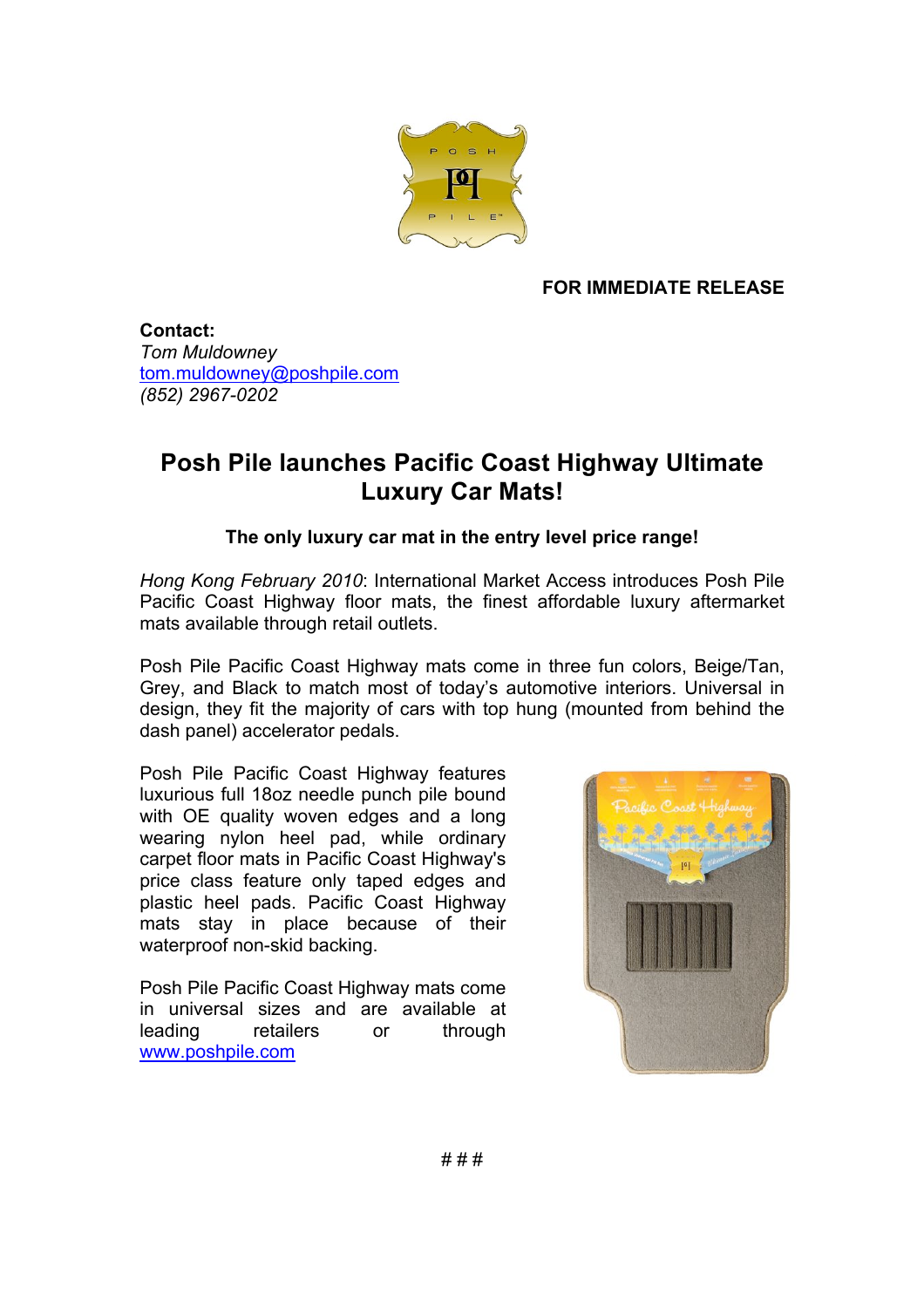**FOR IMMEDIATE RELEASE**

**Contact:**
*Tom Muldowney*
tom.muldowney@poshpile.com
*(852) 2967-0202*

# Posh Pile launches Pacific Coast Highway Ultimate Luxury Car Mats!

**The only luxury car mat in the entry level price range!**

*Hong Kong February 2010*: International Market Access introduces Posh Pile Pacific Coast Highway floor mats, the finest affordable luxury aftermarket mats available through retail outlets.

Posh Pile Pacific Coast Highway mats come in three fun colors, Beige/Tan, Grey, and Black to match most of today's automotive interiors. Universal in design, they fit the majority of cars with top hung (mounted from behind the dash panel) accelerator pedals.

Posh Pile Pacific Coast Highway features luxurious full 18oz needle punch pile bound with OE quality woven edges and a long wearing nylon heel pad, while ordinary carpet floor mats in Pacific Coast Highway's price class feature only taped edges and plastic heel pads. Pacific Coast Highway mats stay in place because of their waterproof non-skid backing.

Posh Pile Pacific Coast Highway mats come in universal sizes and are available at leading retailers or through www.poshpile.com

# # #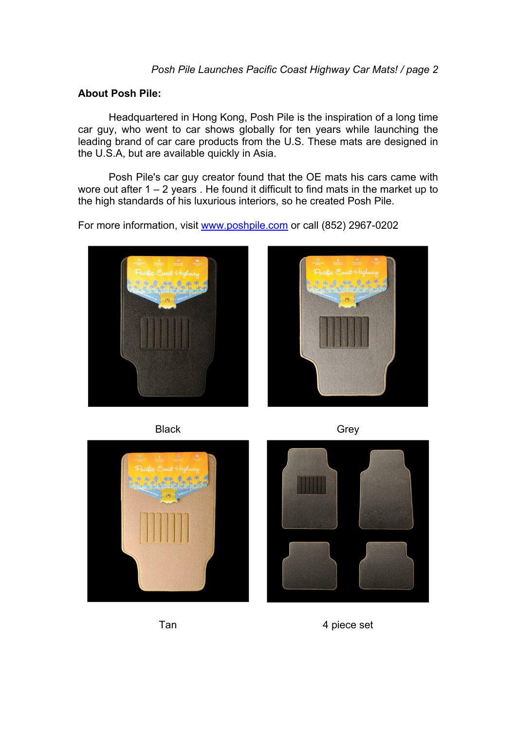## About Posh Pile:

Headquartered in Hong Kong, Posh Pile is the inspiration of a long time car guy, who went to car shows globally for ten years while launching the leading brand of car care products from the U.S. These mats are designed in the U.S.A, but are available quickly in Asia.

Posh Pile's car guy creator found that the OE mats his cars came with wore out after 1 – 2 years . He found it difficult to find mats in the market up to the high standards of his luxurious interiors, so he created Posh Pile.

For more information, visit www.poshpile.com or call (852) 2967-0202

Black

Grey

Tan

4 piece set